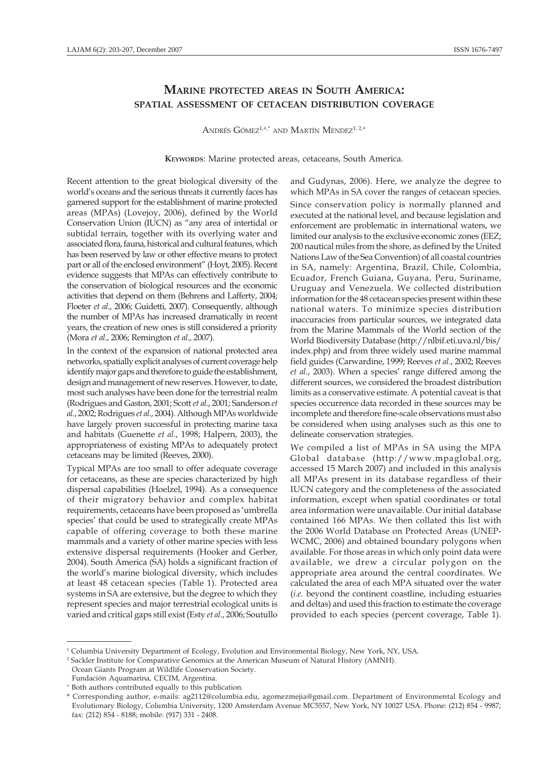# Marine protected areas in South America: spatial assessment of cetacean distribution coverage

Andrés Gómez[1,+,*] and Martín Mendez[1, 2,+]

**Keywords**: Marine protected areas, cetaceans, South America.

Recent attention to the great biological diversity of the world's oceans and the serious threats it currently faces has garnered support for the establishment of marine protected areas (MPAs) (Lovejoy, 2006), defined by the World Conservation Union (IUCN) as "any area of intertidal or subtidal terrain, together with its overlying water and associated flora, fauna, historical and cultural features, which has been reserved by law or other effective means to protect part or all of the enclosed environment" (Hoyt, 2005). Recent evidence suggests that MPAs can effectively contribute to the conservation of biological resources and the economic activities that depend on them (Behrens and Lafferty, 2004; Floeter *et al.*, 2006; Guidetti, 2007). Consequently, although the number of MPAs has increased dramatically in recent years, the creation of new ones is still considered a priority (Mora *et al.*, 2006; Remington *et al.*, 2007).

In the context of the expansion of national protected area networks, spatially explicit analyses of current coverage help identify major gaps and therefore to guide the establishment, design and management of new reserves. However, to date, most such analyses have been done for the terrestrial realm (Rodrigues and Gaston, 2001; Scott *et al.*, 2001; Sanderson *et al.*, 2002; Rodrigues *et al.*, 2004). Although MPAs worldwide have largely proven successful in protecting marine taxa and habitats (Guenette *et al.*, 1998; Halpern, 2003), the appropriateness of existing MPAs to adequately protect cetaceans may be limited (Reeves, 2000).

Typical MPAs are too small to offer adequate coverage for cetaceans, as these are species characterized by high dispersal capabilities (Hoelzel, 1994). As a consequence of their migratory behavior and complex habitat requirements, cetaceans have been proposed as 'umbrella species' that could be used to strategically create MPAs capable of offering coverage to both these marine mammals and a variety of other marine species with less extensive dispersal requirements (Hooker and Gerber, 2004). South America (SA) holds a significant fraction of the world's marine biological diversity, which includes at least 48 cetacean species (Table 1). Protected area systems in SA are extensive, but the degree to which they represent species and major terrestrial ecological units is varied and critical gaps still exist (Esty *et al.*, 2006; Soutullo and Gudynas, 2006). Here, we analyze the degree to which MPAs in SA cover the ranges of cetacean species.

Since conservation policy is normally planned and executed at the national level, and because legislation and enforcement are problematic in international waters, we limited our analysis to the exclusive economic zones (EEZ; 200 nautical miles from the shore, as defined by the United Nations Law of the Sea Convention) of all coastal countries in SA, namely: Argentina, Brazil, Chile, Colombia, Ecuador, French Guiana, Guyana, Peru, Suriname, Uruguay and Venezuela. We collected distribution information for the 48 cetacean species present within these national waters. To minimize species distribution inaccuracies from particular sources, we integrated data from the Marine Mammals of the World section of the World Biodiversity Database (http://nlbif.eti.uva.nl/bis/index.php) and from three widely used marine mammal field guides (Carwardine, 1999; Reeves *et al.*, 2002; Reeves *et al.*, 2003). When a species' range differed among the different sources, we considered the broadest distribution limits as a conservative estimate. A potential caveat is that species occurrence data recorded in these sources may be incomplete and therefore fine-scale observations must also be considered when using analyses such as this one to delineate conservation strategies.

We compiled a list of MPAs in SA using the MPA Global database (http://www.mpaglobal.org, accessed 15 March 2007) and included in this analysis all MPAs present in its database regardless of their IUCN category and the completeness of the associated information, except when spatial coordinates or total area information were unavailable. Our initial database contained 166 MPAs. We then collated this list with the 2006 World Database on Protected Areas (UNEP-WCMC, 2006) and obtained boundary polygons when available. For those areas in which only point data were available, we drew a circular polygon on the appropriate area around the central coordinates. We calculated the area of each MPA situated over the water (*i.e.* beyond the continent coastline, including estuaries and deltas) and used this fraction to estimate the coverage provided to each species (percent coverage, Table 1).

---

[1] Columbia University Department of Ecology, Evolution and Environmental Biology, New York, NY, USA.

[2] Sackler Institute for Comparative Genomics at the American Museum of Natural History (AMNH).
Ocean Giants Program at Wildlife Conservation Society.
Fundación Aquamarina, CECIM, Argentina.

[+] Both authors contributed equally to this publication.

[*] Corresponding author, e-mails: ag2112@columbia.edu, agomezmejia@gmail.com. Department of Environmental Ecology and Evolutionary Biology, Columbia University, 1200 Amsterdam Avenue MC5557, New York, NY 10027 USA. Phone: (212) 854 - 9987; fax: (212) 854 - 8188; mobile: (917) 331 - 2408.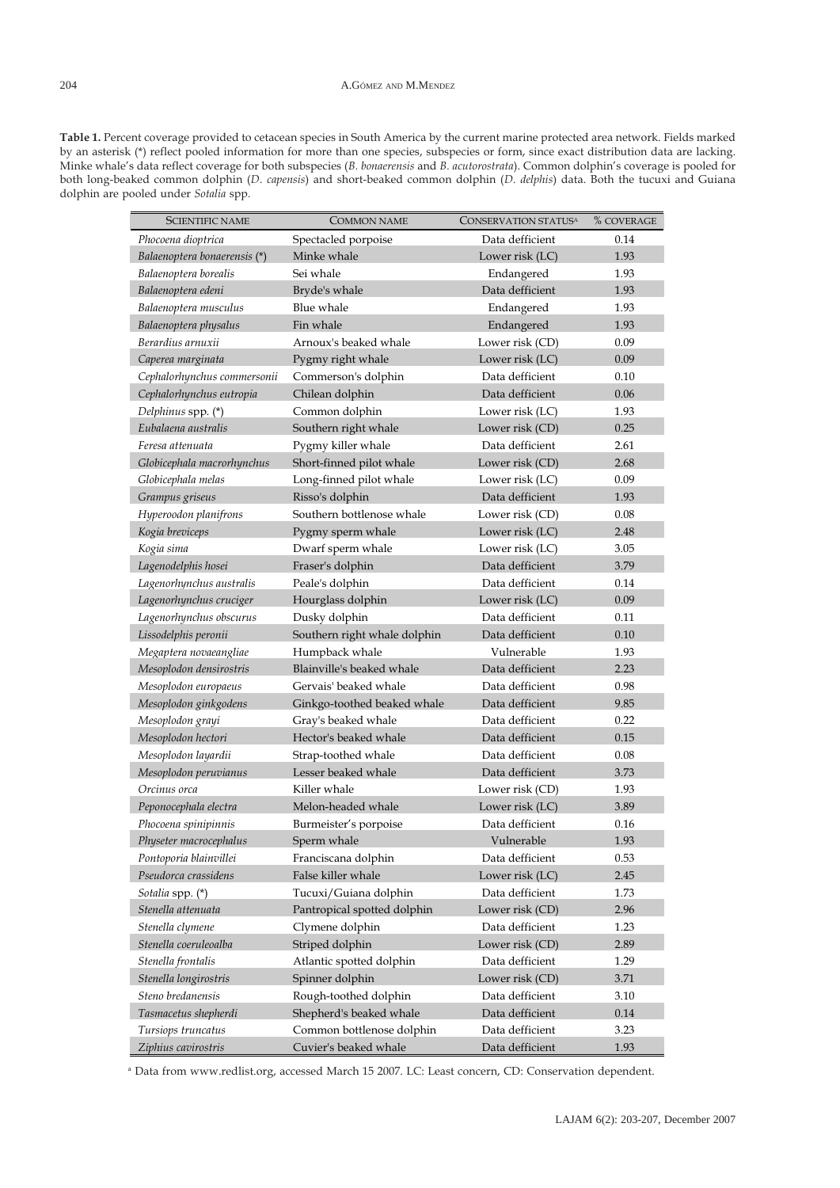**Table 1.** Percent coverage provided to cetacean species in South America by the current marine protected area network. Fields marked by an asterisk (*) reflect pooled information for more than one species, subspecies or form, since exact distribution data are lacking. Minke whale's data reflect coverage for both subspecies (*B. bonaerensis* and *B. acutorostrata*). Common dolphin's coverage is pooled for both long-beaked common dolphin (*D. capensis*) and short-beaked common dolphin (*D. delphis*) data. Both the tucuxi and Guiana dolphin are pooled under *Sotalia* spp.

| SCIENTIFIC NAME | COMMON NAME | CONSERVATION STATUS[a] | % COVERAGE |
|---|---|---|---|
| *Phocoena dioptrica* | Spectacled porpoise | Data defficient | 0.14 |
| *Balaenoptera bonaerensis* (*) | Minke whale | Lower risk (LC) | 1.93 |
| *Balaenoptera borealis* | Sei whale | Endangered | 1.93 |
| *Balaenoptera edeni* | Bryde's whale | Data defficient | 1.93 |
| *Balaenoptera musculus* | Blue whale | Endangered | 1.93 |
| *Balaenoptera physalus* | Fin whale | Endangered | 1.93 |
| *Berardius arnuxii* | Arnoux's beaked whale | Lower risk (CD) | 0.09 |
| *Caperea marginata* | Pygmy right whale | Lower risk (LC) | 0.09 |
| *Cephalorhynchus commersonii* | Commerson's dolphin | Data defficient | 0.10 |
| *Cephalorhynchus eutropia* | Chilean dolphin | Data defficient | 0.06 |
| *Delphinus* spp. (*) | Common dolphin | Lower risk (LC) | 1.93 |
| *Eubalaena australis* | Southern right whale | Lower risk (CD) | 0.25 |
| *Feresa attenuata* | Pygmy killer whale | Data defficient | 2.61 |
| *Globicephala macrorhynchus* | Short-finned pilot whale | Lower risk (CD) | 2.68 |
| *Globicephala melas* | Long-finned pilot whale | Lower risk (LC) | 0.09 |
| *Grampus griseus* | Risso's dolphin | Data defficient | 1.93 |
| *Hyperoodon planifrons* | Southern bottlenose whale | Lower risk (CD) | 0.08 |
| *Kogia breviceps* | Pygmy sperm whale | Lower risk (LC) | 2.48 |
| *Kogia sima* | Dwarf sperm whale | Lower risk (LC) | 3.05 |
| *Lagenodelphis hosei* | Fraser's dolphin | Data defficient | 3.79 |
| *Lagenorhynchus australis* | Peale's dolphin | Data defficient | 0.14 |
| *Lagenorhynchus cruciger* | Hourglass dolphin | Lower risk (LC) | 0.09 |
| *Lagenorhynchus obscurus* | Dusky dolphin | Data defficient | 0.11 |
| *Lissodelphis peronii* | Southern right whale dolphin | Data defficient | 0.10 |
| *Megaptera novaeangliae* | Humpback whale | Vulnerable | 1.93 |
| *Mesoplodon densirostris* | Blainville's beaked whale | Data defficient | 2.23 |
| *Mesoplodon europaeus* | Gervais' beaked whale | Data defficient | 0.98 |
| *Mesoplodon ginkgodens* | Ginkgo-toothed beaked whale | Data defficient | 9.85 |
| *Mesoplodon grayi* | Gray's beaked whale | Data defficient | 0.22 |
| *Mesoplodon hectori* | Hector's beaked whale | Data defficient | 0.15 |
| *Mesoplodon layardii* | Strap-toothed whale | Data defficient | 0.08 |
| *Mesoplodon peruvianus* | Lesser beaked whale | Data defficient | 3.73 |
| *Orcinus orca* | Killer whale | Lower risk (CD) | 1.93 |
| *Peponocephala electra* | Melon-headed whale | Lower risk (LC) | 3.89 |
| *Phocoena spinipinnis* | Burmeister's porpoise | Data defficient | 0.16 |
| *Physeter macrocephalus* | Sperm whale | Vulnerable | 1.93 |
| *Pontoporia blainvillei* | Franciscana dolphin | Data defficient | 0.53 |
| *Pseudorca crassidens* | False killer whale | Lower risk (LC) | 2.45 |
| *Sotalia* spp. (*) | Tucuxi/Guiana dolphin | Data defficient | 1.73 |
| *Stenella attenuata* | Pantropical spotted dolphin | Lower risk (CD) | 2.96 |
| *Stenella clymene* | Clymene dolphin | Data defficient | 1.23 |
| *Stenella coeruleoalba* | Striped dolphin | Lower risk (CD) | 2.89 |
| *Stenella frontalis* | Atlantic spotted dolphin | Data defficient | 1.29 |
| *Stenella longirostris* | Spinner dolphin | Lower risk (CD) | 3.71 |
| *Steno bredanensis* | Rough-toothed dolphin | Data defficient | 3.10 |
| *Tasmacetus shepherdi* | Shepherd's beaked whale | Data defficient | 0.14 |
| *Tursiops truncatus* | Common bottlenose dolphin | Data defficient | 3.23 |
| *Ziphius cavirostris* | Cuvier's beaked whale | Data defficient | 1.93 |

[a] Data from www.redlist.org, accessed March 15 2007. LC: Least concern, CD: Conservation dependent.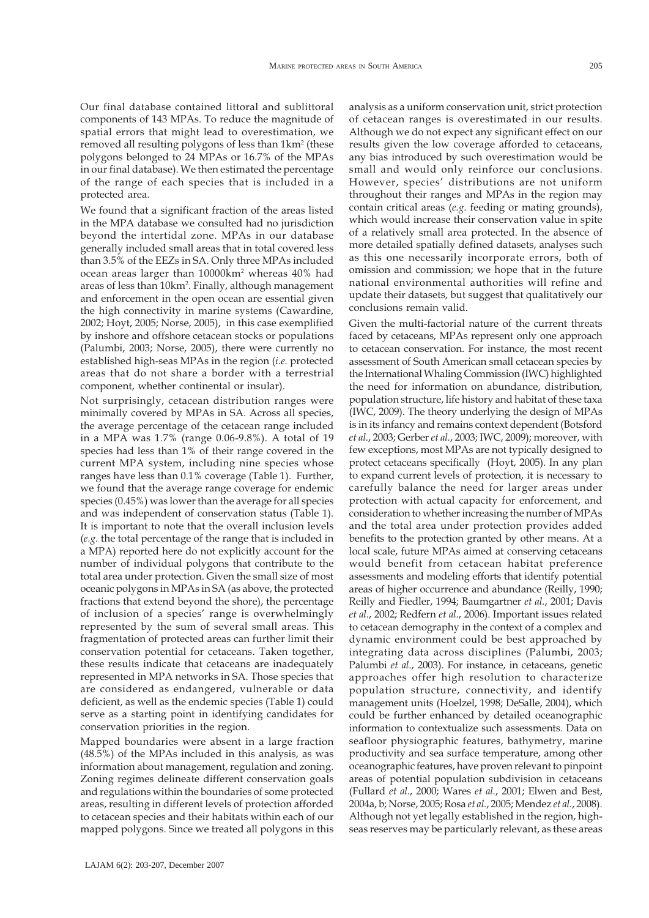Our final database contained littoral and sublittoral components of 143 MPAs. To reduce the magnitude of spatial errors that might lead to overestimation, we removed all resulting polygons of less than $1km^2$ (these polygons belonged to 24 MPAs or 16.7% of the MPAs in our final database). We then estimated the percentage of the range of each species that is included in a protected area.

We found that a significant fraction of the areas listed in the MPA database we consulted had no jurisdiction beyond the intertidal zone. MPAs in our database generally included small areas that in total covered less than 3.5% of the EEZs in SA. Only three MPAs included ocean areas larger than $10000km^2$ whereas 40% had areas of less than $10km^2$. Finally, although management and enforcement in the open ocean are essential given the high connectivity in marine systems (Cawardine, 2002; Hoyt, 2005; Norse, 2005), in this case exemplified by inshore and offshore cetacean stocks or populations (Palumbi, 2003; Norse, 2005), there were currently no established high-seas MPAs in the region (*i.e.* protected areas that do not share a border with a terrestrial component, whether continental or insular).

Not surprisingly, cetacean distribution ranges were minimally covered by MPAs in SA. Across all species, the average percentage of the cetacean range included in a MPA was 1.7% (range 0.06-9.8%). A total of 19 species had less than 1% of their range covered in the current MPA system, including nine species whose ranges have less than 0.1% coverage (Table 1). Further, we found that the average range coverage for endemic species (0.45%) was lower than the average for all species and was independent of conservation status (Table 1). It is important to note that the overall inclusion levels (*e.g.* the total percentage of the range that is included in a MPA) reported here do not explicitly account for the number of individual polygons that contribute to the total area under protection. Given the small size of most oceanic polygons in MPAs in SA (as above, the protected fractions that extend beyond the shore), the percentage of inclusion of a species' range is overwhelmingly represented by the sum of several small areas. This fragmentation of protected areas can further limit their conservation potential for cetaceans. Taken together, these results indicate that cetaceans are inadequately represented in MPA networks in SA. Those species that are considered as endangered, vulnerable or data deficient, as well as the endemic species (Table 1) could serve as a starting point in identifying candidates for conservation priorities in the region.

Mapped boundaries were absent in a large fraction (48.5%) of the MPAs included in this analysis, as was information about management, regulation and zoning. Zoning regimes delineate different conservation goals and regulations within the boundaries of some protected areas, resulting in different levels of protection afforded to cetacean species and their habitats within each of our mapped polygons. Since we treated all polygons in this analysis as a uniform conservation unit, strict protection of cetacean ranges is overestimated in our results. Although we do not expect any significant effect on our results given the low coverage afforded to cetaceans, any bias introduced by such overestimation would be small and would only reinforce our conclusions. However, species' distributions are not uniform throughout their ranges and MPAs in the region may contain critical areas (*e.g.* feeding or mating grounds), which would increase their conservation value in spite of a relatively small area protected. In the absence of more detailed spatially defined datasets, analyses such as this one necessarily incorporate errors, both of omission and commission; we hope that in the future national environmental authorities will refine and update their datasets, but suggest that qualitatively our conclusions remain valid.

Given the multi-factorial nature of the current threats faced by cetaceans, MPAs represent only one approach to cetacean conservation. For instance, the most recent assessment of South American small cetacean species by the International Whaling Commission (IWC) highlighted the need for information on abundance, distribution, population structure, life history and habitat of these taxa (IWC, 2009). The theory underlying the design of MPAs is in its infancy and remains context dependent (Botsford *et al.*, 2003; Gerber *et al.*, 2003; IWC, 2009); moreover, with few exceptions, most MPAs are not typically designed to protect cetaceans specifically (Hoyt, 2005). In any plan to expand current levels of protection, it is necessary to carefully balance the need for larger areas under protection with actual capacity for enforcement, and consideration to whether increasing the number of MPAs and the total area under protection provides added benefits to the protection granted by other means. At a local scale, future MPAs aimed at conserving cetaceans would benefit from cetacean habitat preference assessments and modeling efforts that identify potential areas of higher occurrence and abundance (Reilly, 1990; Reilly and Fiedler, 1994; Baumgartner *et al.*, 2001; Davis *et al.*, 2002; Redfern *et al.*, 2006). Important issues related to cetacean demography in the context of a complex and dynamic environment could be best approached by integrating data across disciplines (Palumbi, 2003; Palumbi *et al.*, 2003). For instance, in cetaceans, genetic approaches offer high resolution to characterize population structure, connectivity, and identify management units (Hoelzel, 1998; DeSalle, 2004), which could be further enhanced by detailed oceanographic information to contextualize such assessments. Data on seafloor physiographic features, bathymetry, marine productivity and sea surface temperature, among other oceanographic features, have proven relevant to pinpoint areas of potential population subdivision in cetaceans (Fullard *et al.*, 2000; Wares *et al.*, 2001; Elwen and Best, 2004a, b; Norse, 2005; Rosa *et al.*, 2005; Mendez *et al.*, 2008). Although not yet legally established in the region, high-seas reserves may be particularly relevant, as these areas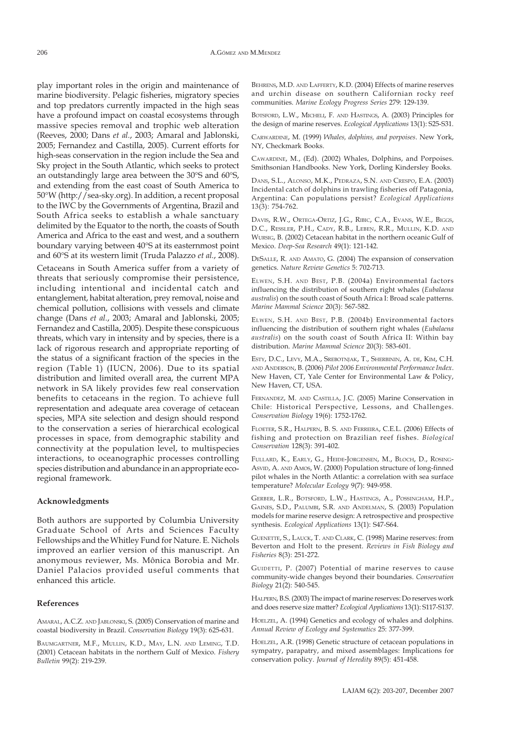play important roles in the origin and maintenance of marine biodiversity. Pelagic fisheries, migratory species and top predators currently impacted in the high seas have a profound impact on coastal ecosystems through massive species removal and trophic web alteration (Reeves, 2000; Dans *et al*., 2003; Amaral and Jablonski, 2005; Fernandez and Castilla, 2005). Current efforts for high-seas conservation in the region include the Sea and Sky project in the South Atlantic, which seeks to protect an outstandingly large area between the 30°S and 60°S, and extending from the east coast of South America to 50°W (http://sea-sky.org). In addition, a recent proposal to the IWC by the Governments of Argentina, Brazil and South Africa seeks to establish a whale sanctuary delimited by the Equator to the north, the coasts of South America and Africa to the east and west, and a southern boundary varying between 40°S at its easternmost point and 60°S at its western limit (Truda Palazzo *et al*., 2008).

Cetaceans in South America suffer from a variety of threats that seriously compromise their persistence, including intentional and incidental catch and entanglement, habitat alteration, prey removal, noise and chemical pollution, collisions with vessels and climate change (Dans *et al*., 2003; Amaral and Jablonski, 2005; Fernandez and Castilla, 2005). Despite these conspicuous threats, which vary in intensity and by species, there is a lack of rigorous research and appropriate reporting of the status of a significant fraction of the species in the region (Table 1) (IUCN, 2006). Due to its spatial distribution and limited overall area, the current MPA network in SA likely provides few real conservation benefits to cetaceans in the region. To achieve full representation and adequate area coverage of cetacean species, MPA site selection and design should respond to the conservation a series of hierarchical ecological processes in space, from demographic stability and connectivity at the population level, to multispecies interactions, to oceanographic processes controlling species distribution and abundance in an appropriate eco-regional framework.

### Acknowledgments

Both authors are supported by Columbia University Graduate School of Arts and Sciences Faculty Fellowships and the Whitley Fund for Nature. E. Nichols improved an earlier version of this manuscript. An anonymous reviewer, Ms. Mônica Borobia and Mr. Daniel Palacios provided useful comments that enhanced this article.

### References

Amaral, A.C.Z. and Jablonski, S. (2005) Conservation of marine and coastal biodiversity in Brazil. *Conservation Biology* 19(3): 625-631.

Baumgartner, M.F., Mullin, K.D., May, L.N. and Leming, T.D. (2001) Cetacean habitats in the northern Gulf of Mexico. *Fishery Bulletin* 99(2): 219-239.

Behrens, M.D. and Lafferty, K.D. (2004) Effects of marine reserves and urchin disease on southern Californian rocky reef communities. *Marine Ecology Progress Series* 279: 129-139.

Botsford, L.W., Micheli, F. and Hastings, A. (2003) Principles for the design of marine reserves. *Ecological Applications* 13(1): S25-S31.

Carwardine, M. (1999) *Whales, dolphins, and porpoises*. New York, NY, Checkmark Books.

Cawardine, M., (Ed). (2002) Whales, Dolphins, and Porpoises. Smithsonian Handbooks. New York, Dorling Kindersley Books.

Dans, S.L., Alonso, M.K., Pedraza, S.N. and Crespo, E.A. (2003) Incidental catch of dolphins in trawling fisheries off Patagonia, Argentina: Can populations persist? *Ecological Applications* 13(3): 754-762.

Davis, R.W., Ortega-Ortiz, J.G., Ribic, C.A., Evans, W.E., Biggs, D.C., Ressler, P.H., Cady, R.B., Leben, R.R., Mullin, K.D. and Wursig, B. (2002) Cetacean habitat in the northern oceanic Gulf of Mexico. *Deep-Sea Research* 49(1): 121-142.

DeSalle, R. and Amato, G. (2004) The expansion of conservation genetics. *Nature Review Genetics* 5: 702-713.

Elwen, S.H. and Best, P.B. (2004a) Environmental factors influencing the distribution of southern right whales (*Eubalaena australis*) on the south coast of South Africa I: Broad scale patterns. *Marine Mammal Science* 20(3): 567-582.

Elwen, S.H. and Best, P.B. (2004b) Environmental factors influencing the distribution of southern right whales (*Eubalaena australis*) on the south coast of South Africa II: Within bay distribution. *Marine Mammal Science* 20(3): 583-601.

Esty, D.C., Levy, M.A., Srebotnjak, T., Sherbinin, A. de, Kim, C.H. and Anderson, B. (2006) *Pilot 2006 Environmental Performance Index*. New Haven, CT, Yale Center for Environmental Law & Policy, New Haven, CT, USA.

Fernandez, M. and Castilla, J.C. (2005) Marine Conservation in Chile: Historical Perspective, Lessons, and Challenges. *Conservation Biology* 19(6): 1752-1762.

Floeter, S.R., Halpern, B. S. and Ferreira, C.E.L. (2006) Effects of fishing and protection on Brazilian reef fishes. *Biological Conservation* 128(3): 391-402.

Fullard, K., Early, G., Heide-Jorgensen, M., Bloch, D., Rosing-Asvid, A. and Amos, W. (2000) Population structure of long-finned pilot whales in the North Atlantic: a correlation with sea surface temperature? *Molecular Ecology* 9(7): 949-958.

Gerber, L.R., Botsford, L.W., Hastings, A., Possingham, H.P., Gaines, S.D., Palumbi, S.R. and Andelman, S. (2003) Population models for marine reserve design: A retrospective and prospective synthesis. *Ecological Applications* 13(1): S47-S64.

Guenette, S., Lauck, T. and Clark, C. (1998) Marine reserves: from Beverton and Holt to the present. *Reviews in Fish Biology and Fisheries* 8(3): 251-272.

Guidetti, P. (2007) Potential of marine reserves to cause community-wide changes beyond their boundaries. *Conservation Biology* 21(2): 540-545.

Halpern, B.S. (2003) The impact of marine reserves: Do reserves work and does reserve size matter? *Ecological Applications* 13(1): S117-S137.

Hoelzel, A. (1994) Genetics and ecology of whales and dolphins. *Annual Review of Ecology and Systematics* 25: 377-399.

Hoelzel, A.R. (1998) Genetic structure of cetacean populations in sympatry, parapatry, and mixed assemblages: Implications for conservation policy. *Journal of Heredity* 89(5): 451-458.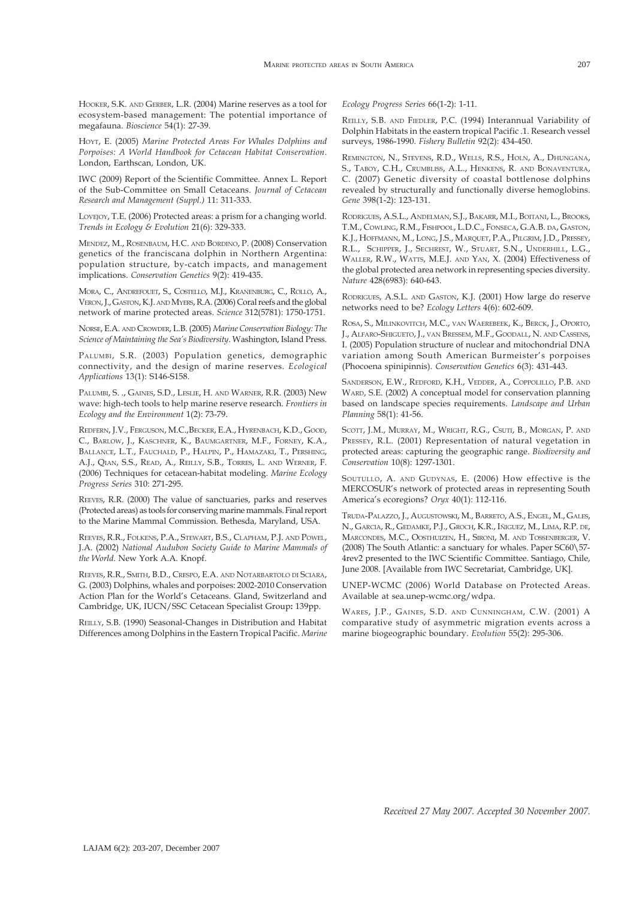Hooker, S.K. and Gerber, L.R. (2004) Marine reserves as a tool for ecosystem-based management: The potential importance of megafauna. *Bioscience* 54(1): 27-39.

Hoyt, E. (2005) *Marine Protected Areas For Whales Dolphins and Porpoises: A World Handbook for Cetacean Habitat Conservation*. London, Earthscan, London, UK.

IWC (2009) Report of the Scientific Committee. Annex L. Report of the Sub-Committee on Small Cetaceans. *Journal of Cetacean Research and Management (Suppl.)* 11: 311-333.

Lovejoy, T.E. (2006) Protected areas: a prism for a changing world. *Trends in Ecology & Evolution* 21(6): 329-333.

Mendez, M., Rosenbaum, H.C. and Bordino, P. (2008) Conservation genetics of the franciscana dolphin in Northern Argentina: population structure, by-catch impacts, and management implications. *Conservation Genetics* 9(2): 419-435.

Mora, C., Andrefouet, S., Costello, M.J., Kranenburg, C., Rollo, A., Veron, J., Gaston, K.J. and Myers, R.A. (2006) Coral reefs and the global network of marine protected areas. *Science* 312(5781): 1750-1751.

Norse, E.A. and Crowder, L.B. (2005) *Marine Conservation Biology: The Science of Maintaining the Sea's Biodiversity*. Washington, Island Press.

Palumbi, S.R. (2003) Population genetics, demographic connectivity, and the design of marine reserves. *Ecological Applications* 13(1): S146-S158.

Palumbi, S. ., Gaines, S.D., Leslie, H. and Warner, R.R. (2003) New wave: high-tech tools to help marine reserve research. *Frontiers in Ecology and the Environment* 1(2): 73-79.

Redfern, J.V., Ferguson, M.C.,Becker, E.A., Hyrenbach, K.D., Good, C., Barlow, J., Kaschner, K., Baumgartner, M.F., Forney, K.A., Ballance, L.T., Fauchald, P., Halpin, P., Hamazaki, T., Pershing, A.J., Qian, S.S., Read, A., Reilly, S.B., Torres, L. and Werner, F. (2006) Techniques for cetacean-habitat modeling. *Marine Ecology Progress Series* 310: 271-295.

Reeves, R.R. (2000) The value of sanctuaries, parks and reserves (Protected areas) as tools for conserving marine mammals. Final report to the Marine Mammal Commission. Bethesda, Maryland, USA.

Reeves, R.R., Folkens, P.A., Stewart, B.S., Clapham, P.J. and Powel, J.A. (2002) *National Audubon Society Guide to Marine Mammals of the World*. New York A.A. Knopf.

Reeves, R.R., Smith, B.D., Crespo, E.A. and Notarbartolo di Sciara, G. (2003) Dolphins, whales and porpoises: 2002-2010 Conservation Action Plan for the World's Cetaceans. Gland, Switzerland and Cambridge, UK, IUCN/SSC Cetacean Specialist Group**:** 139pp.

Reilly, S.B. (1990) Seasonal-Changes in Distribution and Habitat Differences among Dolphins in the Eastern Tropical Pacific. *Marine Ecology Progress Series* 66(1-2): 1-11.

Reilly, S.B. and Fiedler, P.C. (1994) Interannual Variability of Dolphin Habitats in the eastern tropical Pacific .1. Research vessel surveys, 1986-1990. *Fishery Bulletin* 92(2): 434-450.

Remington, N., Stevens, R.D., Wells, R.S., Holn, A., Dhungana, S., Taboy, C.H., Crumbliss, A.L., Henkens, R. and Bonaventura, C. (2007) Genetic diversity of coastal bottlenose dolphins revealed by structurally and functionally diverse hemoglobins. *Gene* 398(1-2): 123-131.

Rodrigues, A.S.L., Andelman, S.J., Bakarr, M.I., Boitani, L., Brooks, T.M., Cowling, R.M., Fishpool, L.D.C., Fonseca, G.A.B. da, Gaston, K.J., Hoffmann, M., Long, J.S., Marquet, P.A., Pilgrim, J.D., Pressey, R.L., Schipper, J., Sechrest, W., Stuart, S.N., Underhill, L.G., Waller, R.W., Watts, M.E.J. and Yan, X. (2004) Effectiveness of the global protected area network in representing species diversity. *Nature* 428(6983): 640-643.

Rodrigues, A.S.L. and Gaston, K.J. (2001) How large do reserve networks need to be? *Ecology Letters* 4(6): 602-609.

Rosa, S., Milinkovitch, M.C., van Waerebeek, K., Berck, J., Oporto, J., Alfaro-Shigueto, J., van Bressem, M.F., Goodall, N. and Cassens, I. (2005) Population structure of nuclear and mitochondrial DNA variation among South American Burmeister's porpoises (Phocoena spinipinnis). *Conservation Genetics* 6(3): 431-443.

Sanderson, E.W., Redford, K.H., Vedder, A., Coppolillo, P.B. and Ward, S.E. (2002) A conceptual model for conservation planning based on landscape species requirements. *Landscape and Urban Planning* 58(1): 41-56.

Scott, J.M., Murray, M., Wright, R.G., Csuti, B., Morgan, P. and Pressey, R.L. (2001) Representation of natural vegetation in protected areas: capturing the geographic range. *Biodiversity and Conservation* 10(8): 1297-1301.

Soutullo, A. and Gudynas, E. (2006) How effective is the MERCOSUR's network of protected areas in representing South America's ecoregions? *Oryx* 40(1): 112-116.

Truda-Palazzo, J., Augustowski, M., Barreto, A.S., Engel, M., Gales, N., Garcia, R., Gedamke, P.J., Groch, K.R., Iñiguez, M., Lima, R.P. de, Marcondes, M.C., Oosthuizen, H., Sironi, M. and Tossenberger, V. (2008) The South Atlantic: a sanctuary for whales. Paper SC60\57-4rev2 presented to the IWC Scientific Committee. Santiago, Chile, June 2008. [Available from IWC Secretariat, Cambridge, UK].

UNEP-WCMC (2006) World Database on Protected Areas. Available at sea.unep-wcmc.org/wdpa.

Wares, J.P., Gaines, S.D. and Cunningham, C.W. (2001) A comparative study of asymmetric migration events across a marine biogeographic boundary. *Evolution* 55(2): 295-306.

*Received 27 May 2007. Accepted 30 November 2007.*